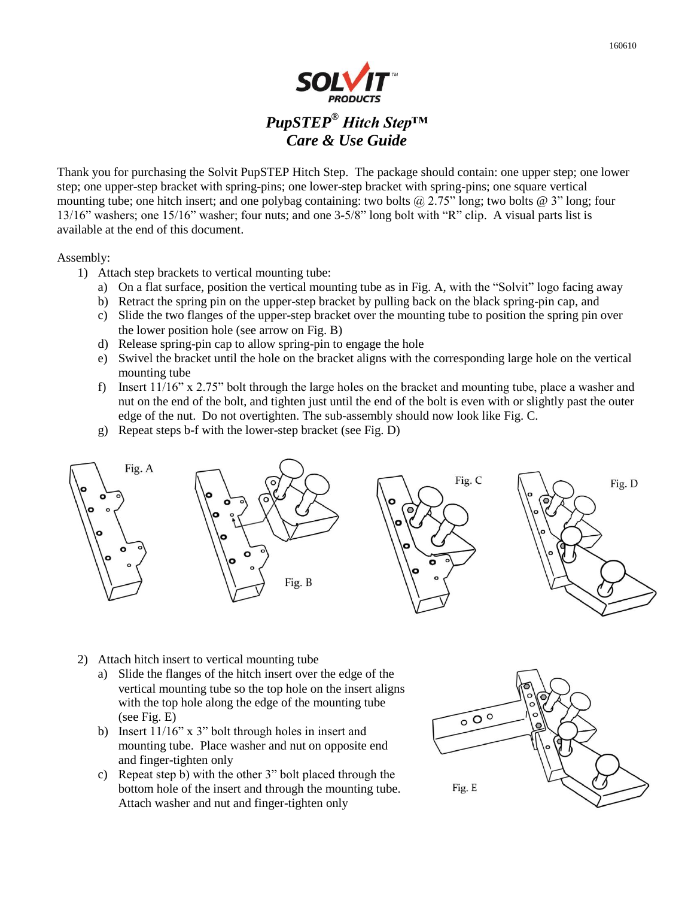SOLVIT PRODUCTS

# *PupSTEP® Hitch Step™*
# *Care & Use Guide*

Thank you for purchasing the Solvit PupSTEP Hitch Step. The package should contain: one upper step; one lower step; one upper-step bracket with spring-pins; one lower-step bracket with spring-pins; one square vertical mounting tube; one hitch insert; and one polybag containing: two bolts @ 2.75" long; two bolts @ 3" long; four 13/16" washers; one 15/16" washer; four nuts; and one 3-5/8" long bolt with "R" clip. A visual parts list is available at the end of this document.

Assembly:

1) Attach step brackets to vertical mounting tube:
   a) On a flat surface, position the vertical mounting tube as in Fig. A, with the "Solvit" logo facing away
   b) Retract the spring pin on the upper-step bracket by pulling back on the black spring-pin cap, and
   c) Slide the two flanges of the upper-step bracket over the mounting tube to position the spring pin over the lower position hole (see arrow on Fig. B)
   d) Release spring-pin cap to allow spring-pin to engage the hole
   e) Swivel the bracket until the hole on the bracket aligns with the corresponding large hole on the vertical mounting tube
   f) Insert 11/16" x 2.75" bolt through the large holes on the bracket and mounting tube, place a washer and nut on the end of the bolt, and tighten just until the end of the bolt is even with or slightly past the outer edge of the nut. Do not overtighten. The sub-assembly should now look like Fig. C.
   g) Repeat steps b-f with the lower-step bracket (see Fig. D)

Fig. A

Fig. B

Fig. C

Fig. D

2) Attach hitch insert to vertical mounting tube
   a) Slide the flanges of the hitch insert over the edge of the vertical mounting tube so the top hole on the insert aligns with the top hole along the edge of the mounting tube (see Fig. E)
   b) Insert 11/16" x 3" bolt through holes in insert and mounting tube. Place washer and nut on opposite end and finger-tighten only
   c) Repeat step b) with the other 3" bolt placed through the bottom hole of the insert and through the mounting tube. Attach washer and nut and finger-tighten only

Fig. E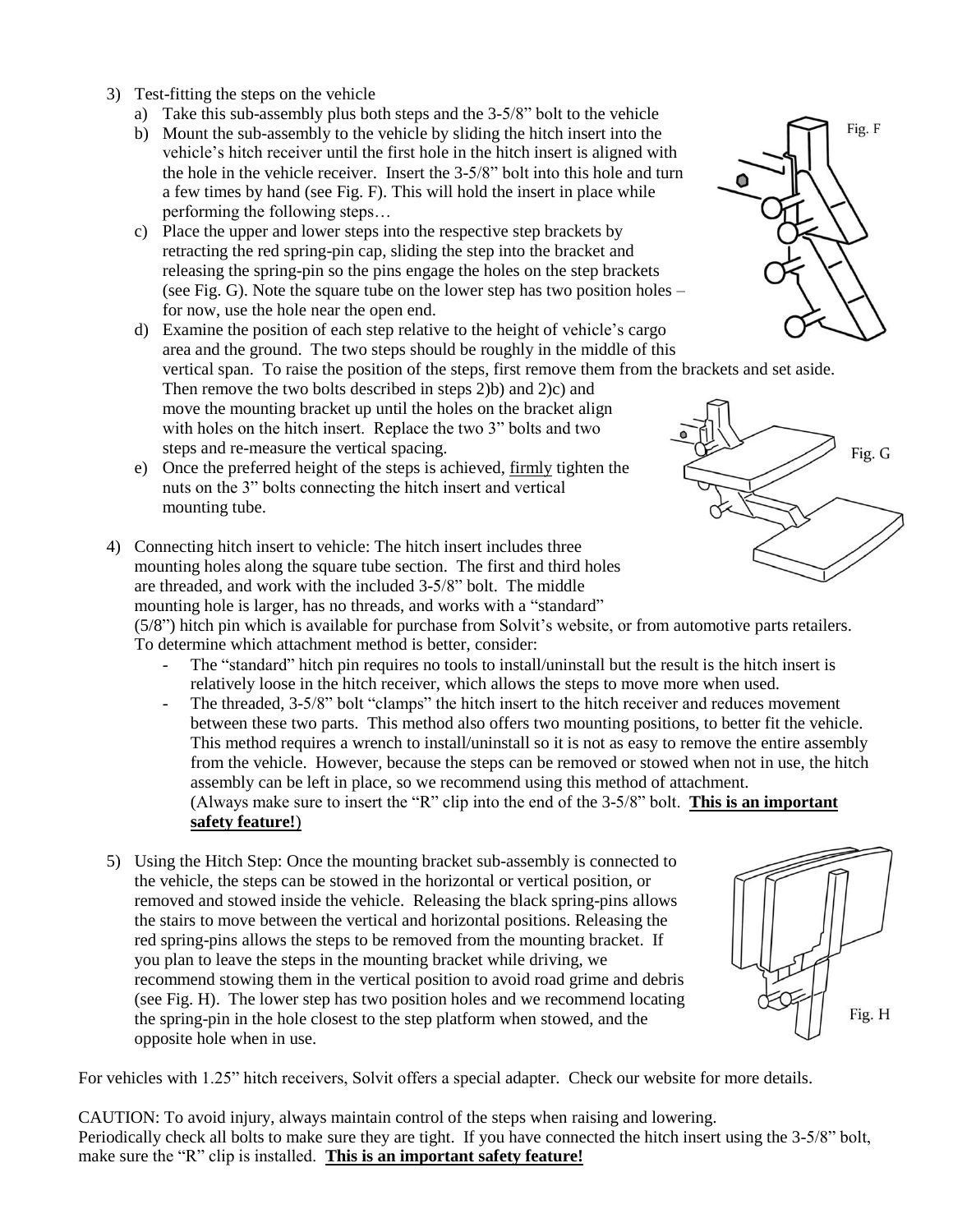3) Test-fitting the steps on the vehicle
   a) Take this sub-assembly plus both steps and the 3-5/8" bolt to the vehicle
   b) Mount the sub-assembly to the vehicle by sliding the hitch insert into the vehicle's hitch receiver until the first hole in the hitch insert is aligned with the hole in the vehicle receiver. Insert the 3-5/8" bolt into this hole and turn a few times by hand (see Fig. F). This will hold the insert in place while performing the following steps…
   c) Place the upper and lower steps into the respective step brackets by retracting the red spring-pin cap, sliding the step into the bracket and releasing the spring-pin so the pins engage the holes on the step brackets (see Fig. G). Note the square tube on the lower step has two position holes – for now, use the hole near the open end.
   d) Examine the position of each step relative to the height of vehicle's cargo area and the ground. The two steps should be roughly in the middle of this vertical span. To raise the position of the steps, first remove them from the brackets and set aside. Then remove the two bolts described in steps 2)b) and 2)c) and move the mounting bracket up until the holes on the bracket align with holes on the hitch insert. Replace the two 3" bolts and two steps and re-measure the vertical spacing.
   e) Once the preferred height of the steps is achieved, <u>firmly</u> tighten the nuts on the 3" bolts connecting the hitch insert and vertical mounting tube.

Fig. F

Fig. G

4) Connecting hitch insert to vehicle: The hitch insert includes three mounting holes along the square tube section. The first and third holes are threaded, and work with the included 3-5/8" bolt. The middle mounting hole is larger, has no threads, and works with a "standard" (5/8") hitch pin which is available for purchase from Solvit's website, or from automotive parts retailers. To determine which attachment method is better, consider:
   - The "standard" hitch pin requires no tools to install/uninstall but the result is the hitch insert is relatively loose in the hitch receiver, which allows the steps to move more when used.
   - The threaded, 3-5/8" bolt "clamps" the hitch insert to the hitch receiver and reduces movement between these two parts. This method also offers two mounting positions, to better fit the vehicle. This method requires a wrench to install/uninstall so it is not as easy to remove the entire assembly from the vehicle. However, because the steps can be removed or stowed when not in use, the hitch assembly can be left in place, so we recommend using this method of attachment. (Always make sure to insert the "R" clip into the end of the 3-5/8" bolt. **<u>This is an important safety feature!</u>**)

5) Using the Hitch Step: Once the mounting bracket sub-assembly is connected to the vehicle, the steps can be stowed in the horizontal or vertical position, or removed and stowed inside the vehicle. Releasing the black spring-pins allows the stairs to move between the vertical and horizontal positions. Releasing the red spring-pins allows the steps to be removed from the mounting bracket. If you plan to leave the steps in the mounting bracket while driving, we recommend stowing them in the vertical position to avoid road grime and debris (see Fig. H). The lower step has two position holes and we recommend locating the spring-pin in the hole closest to the step platform when stowed, and the opposite hole when in use.

Fig. H

For vehicles with 1.25" hitch receivers, Solvit offers a special adapter. Check our website for more details.

CAUTION: To avoid injury, always maintain control of the steps when raising and lowering.
Periodically check all bolts to make sure they are tight. If you have connected the hitch insert using the 3-5/8" bolt, make sure the "R" clip is installed. **<u>This is an important safety feature!</u>**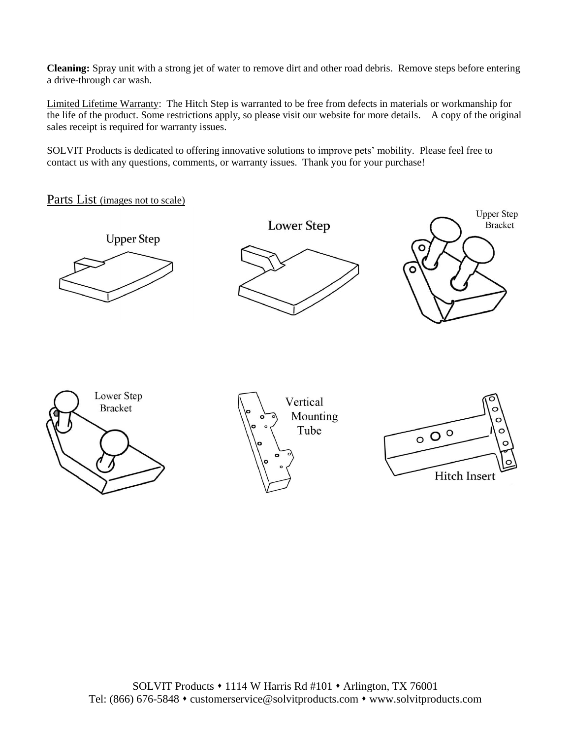**Cleaning:** Spray unit with a strong jet of water to remove dirt and other road debris. Remove steps before entering a drive-through car wash.

Limited Lifetime Warranty: The Hitch Step is warranted to be free from defects in materials or workmanship for the life of the product. Some restrictions apply, so please visit our website for more details. A copy of the original sales receipt is required for warranty issues.

SOLVIT Products is dedicated to offering innovative solutions to improve pets' mobility. Please feel free to contact us with any questions, comments, or warranty issues. Thank you for your purchase!

## Parts List (images not to scale)

Upper Step

Lower Step

Upper Step Bracket

Lower Step Bracket

Vertical Mounting Tube

Hitch Insert

SOLVIT Products • 1114 W Harris Rd #101 • Arlington, TX 76001
Tel: (866) 676-5848 • customerservice@solvitproducts.com • www.solvitproducts.com